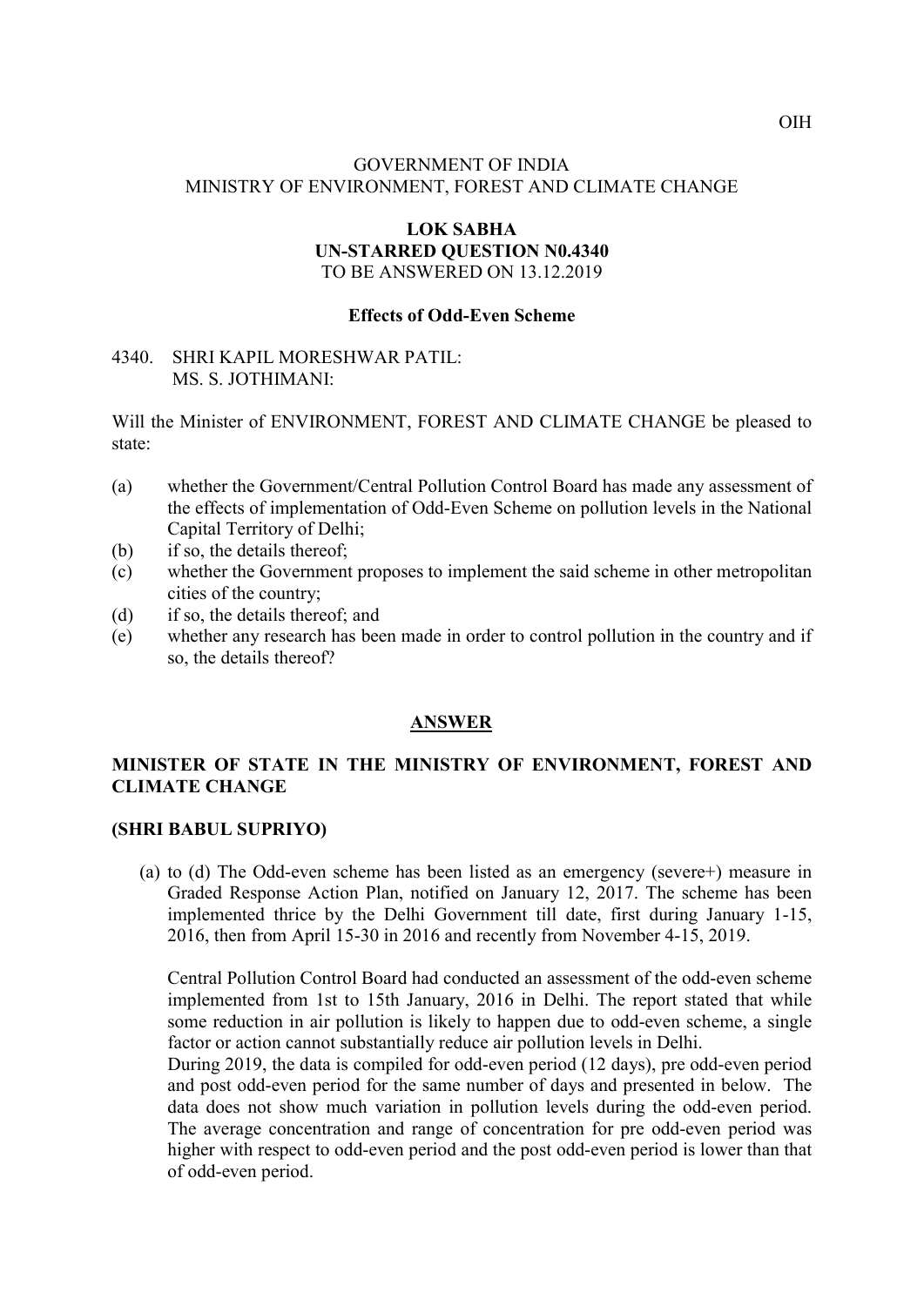OIH

GOVERNMENT OF INDIA
MINISTRY OF ENVIRONMENT, FOREST AND CLIMATE CHANGE

**LOK SABHA**
**UN-STARRED QUESTION N0.4340**
TO BE ANSWERED ON 13.12.2019

**Effects of Odd-Even Scheme**

4340. SHRI KAPIL MORESHWAR PATIL:
MS. S. JOTHIMANI:

Will the Minister of ENVIRONMENT, FOREST AND CLIMATE CHANGE be pleased to state:

(a) whether the Government/Central Pollution Control Board has made any assessment of the effects of implementation of Odd-Even Scheme on pollution levels in the National Capital Territory of Delhi;
(b) if so, the details thereof;
(c) whether the Government proposes to implement the said scheme in other metropolitan cities of the country;
(d) if so, the details thereof; and
(e) whether any research has been made in order to control pollution in the country and if so, the details thereof?

**ANSWER**

**MINISTER OF STATE IN THE MINISTRY OF ENVIRONMENT, FOREST AND CLIMATE CHANGE**

**(SHRI BABUL SUPRIYO)**

(a) to (d) The Odd-even scheme has been listed as an emergency (severe+) measure in Graded Response Action Plan, notified on January 12, 2017. The scheme has been implemented thrice by the Delhi Government till date, first during January 1-15, 2016, then from April 15-30 in 2016 and recently from November 4-15, 2019.

Central Pollution Control Board had conducted an assessment of the odd-even scheme implemented from 1st to 15th January, 2016 in Delhi. The report stated that while some reduction in air pollution is likely to happen due to odd-even scheme, a single factor or action cannot substantially reduce air pollution levels in Delhi.

During 2019, the data is compiled for odd-even period (12 days), pre odd-even period and post odd-even period for the same number of days and presented in below. The data does not show much variation in pollution levels during the odd-even period. The average concentration and range of concentration for pre odd-even period was higher with respect to odd-even period and the post odd-even period is lower than that of odd-even period.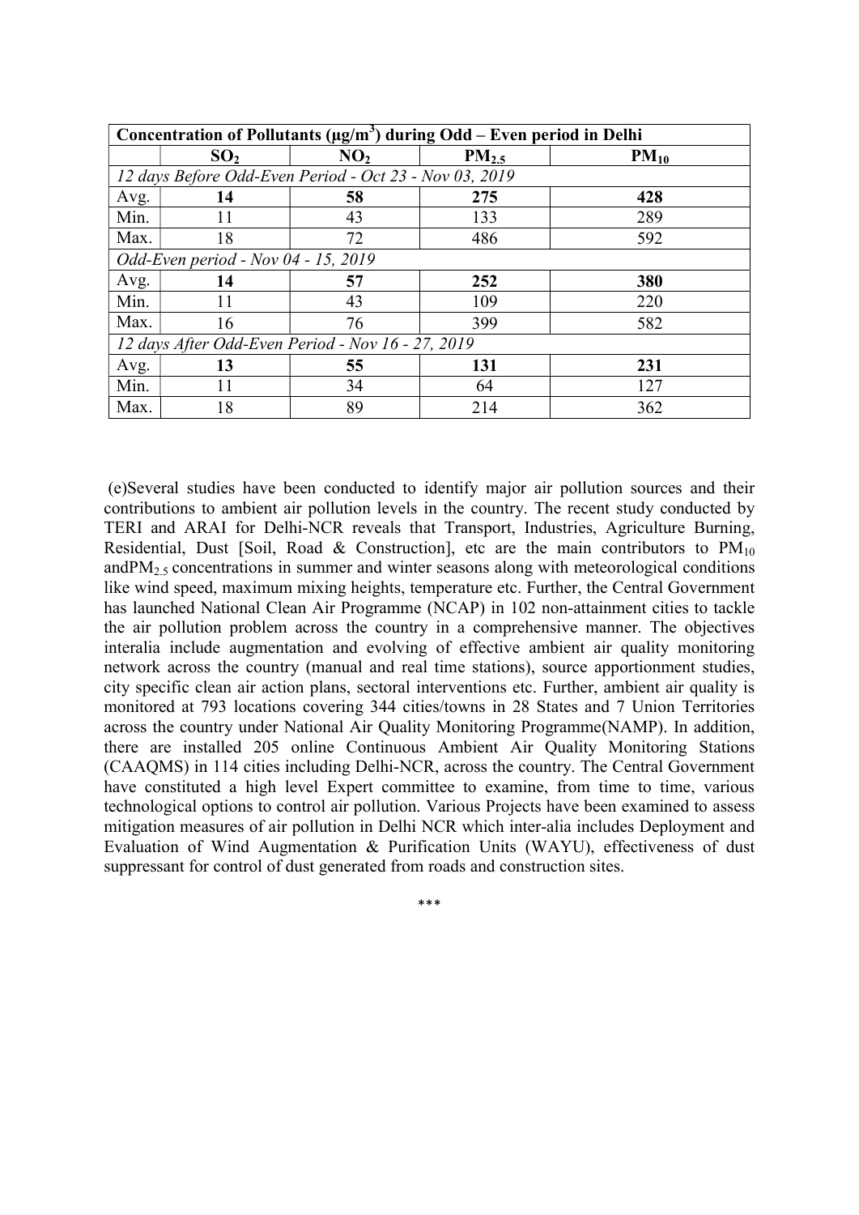| Concentration of Pollutants (µg/m[3]) during Odd – Even period in Delhi | | | | |
|---|---|---|---|---|
| | $SO_2$ | $NO_2$ | $PM_{2.5}$ | $PM_{10}$ |
| *12 days Before Odd-Even Period - Oct 23 - Nov 03, 2019* | | | | |
| Avg. | **14** | **58** | **275** | **428** |
| Min. | 11 | 43 | 133 | 289 |
| Max. | 18 | 72 | 486 | 592 |
| *Odd-Even period - Nov 04 - 15, 2019* | | | | |
| Avg. | **14** | **57** | **252** | **380** |
| Min. | 11 | 43 | 109 | 220 |
| Max. | 16 | 76 | 399 | 582 |
| *12 days After Odd-Even Period - Nov 16 - 27, 2019* | | | | |
| Avg. | **13** | **55** | **131** | **231** |
| Min. | 11 | 34 | 64 | 127 |
| Max. | 18 | 89 | 214 | 362 |

(e)Several studies have been conducted to identify major air pollution sources and their contributions to ambient air pollution levels in the country. The recent study conducted by TERI and ARAI for Delhi-NCR reveals that Transport, Industries, Agriculture Burning, Residential, Dust [Soil, Road & Construction], etc are the main contributors to $PM_{10}$ and$PM_{2.5}$ concentrations in summer and winter seasons along with meteorological conditions like wind speed, maximum mixing heights, temperature etc. Further, the Central Government has launched National Clean Air Programme (NCAP) in 102 non-attainment cities to tackle the air pollution problem across the country in a comprehensive manner. The objectives interalia include augmentation and evolving of effective ambient air quality monitoring network across the country (manual and real time stations), source apportionment studies, city specific clean air action plans, sectoral interventions etc. Further, ambient air quality is monitored at 793 locations covering 344 cities/towns in 28 States and 7 Union Territories across the country under National Air Quality Monitoring Programme(NAMP). In addition, there are installed 205 online Continuous Ambient Air Quality Monitoring Stations (CAAQMS) in 114 cities including Delhi-NCR, across the country. The Central Government have constituted a high level Expert committee to examine, from time to time, various technological options to control air pollution. Various Projects have been examined to assess mitigation measures of air pollution in Delhi NCR which inter-alia includes Deployment and Evaluation of Wind Augmentation & Purification Units (WAYU), effectiveness of dust suppressant for control of dust generated from roads and construction sites.

***